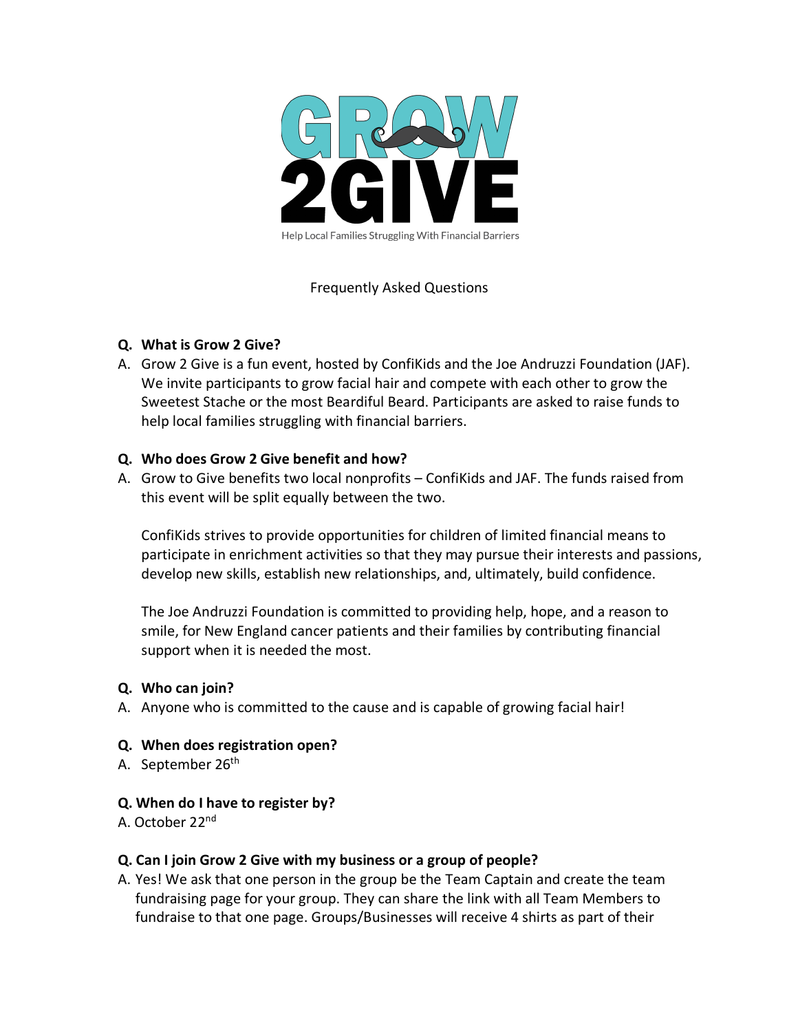# GROW 2GIVE

Help Local Families Struggling With Financial Barriers

## Frequently Asked Questions

**Q. What is Grow 2 Give?**

A. Grow 2 Give is a fun event, hosted by ConfiKids and the Joe Andruzzi Foundation (JAF). We invite participants to grow facial hair and compete with each other to grow the Sweetest Stache or the most Beardiful Beard. Participants are asked to raise funds to help local families struggling with financial barriers.

**Q. Who does Grow 2 Give benefit and how?**

A. Grow to Give benefits two local nonprofits – ConfiKids and JAF. The funds raised from this event will be split equally between the two.

ConfiKids strives to provide opportunities for children of limited financial means to participate in enrichment activities so that they may pursue their interests and passions, develop new skills, establish new relationships, and, ultimately, build confidence.

The Joe Andruzzi Foundation is committed to providing help, hope, and a reason to smile, for New England cancer patients and their families by contributing financial support when it is needed the most.

**Q. Who can join?**

A. Anyone who is committed to the cause and is capable of growing facial hair!

**Q. When does registration open?**

A. September 26th

**Q. When do I have to register by?**

A. October 22nd

**Q. Can I join Grow 2 Give with my business or a group of people?**

A. Yes! We ask that one person in the group be the Team Captain and create the team fundraising page for your group. They can share the link with all Team Members to fundraise to that one page. Groups/Businesses will receive 4 shirts as part of their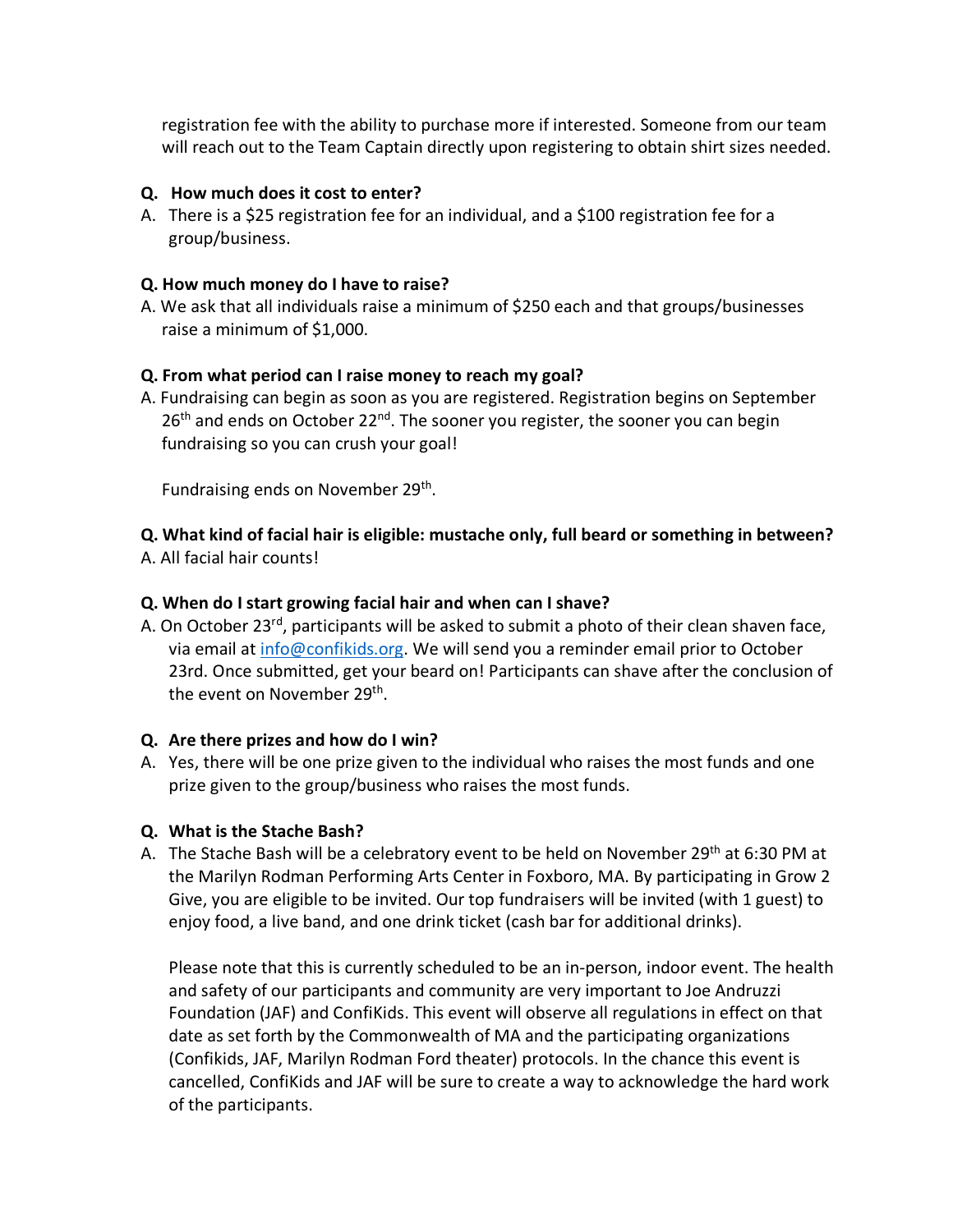registration fee with the ability to purchase more if interested. Someone from our team will reach out to the Team Captain directly upon registering to obtain shirt sizes needed.

**Q. How much does it cost to enter?**

A. There is a $25 registration fee for an individual, and a $100 registration fee for a group/business.

**Q. How much money do I have to raise?**

A. We ask that all individuals raise a minimum of $250 each and that groups/businesses raise a minimum of $1,000.

**Q. From what period can I raise money to reach my goal?**

A. Fundraising can begin as soon as you are registered. Registration begins on September 26th and ends on October 22nd. The sooner you register, the sooner you can begin fundraising so you can crush your goal!

Fundraising ends on November 29th.

**Q. What kind of facial hair is eligible: mustache only, full beard or something in between?**

A. All facial hair counts!

**Q. When do I start growing facial hair and when can I shave?**

A. On October 23rd, participants will be asked to submit a photo of their clean shaven face, via email at info@confikids.org. We will send you a reminder email prior to October 23rd. Once submitted, get your beard on! Participants can shave after the conclusion of the event on November 29th.

**Q. Are there prizes and how do I win?**

A. Yes, there will be one prize given to the individual who raises the most funds and one prize given to the group/business who raises the most funds.

**Q. What is the Stache Bash?**

A. The Stache Bash will be a celebratory event to be held on November 29th at 6:30 PM at the Marilyn Rodman Performing Arts Center in Foxboro, MA. By participating in Grow 2 Give, you are eligible to be invited. Our top fundraisers will be invited (with 1 guest) to enjoy food, a live band, and one drink ticket (cash bar for additional drinks).

Please note that this is currently scheduled to be an in-person, indoor event. The health and safety of our participants and community are very important to Joe Andruzzi Foundation (JAF) and ConfiKids. This event will observe all regulations in effect on that date as set forth by the Commonwealth of MA and the participating organizations (Confikids, JAF, Marilyn Rodman Ford theater) protocols. In the chance this event is cancelled, ConfiKids and JAF will be sure to create a way to acknowledge the hard work of the participants.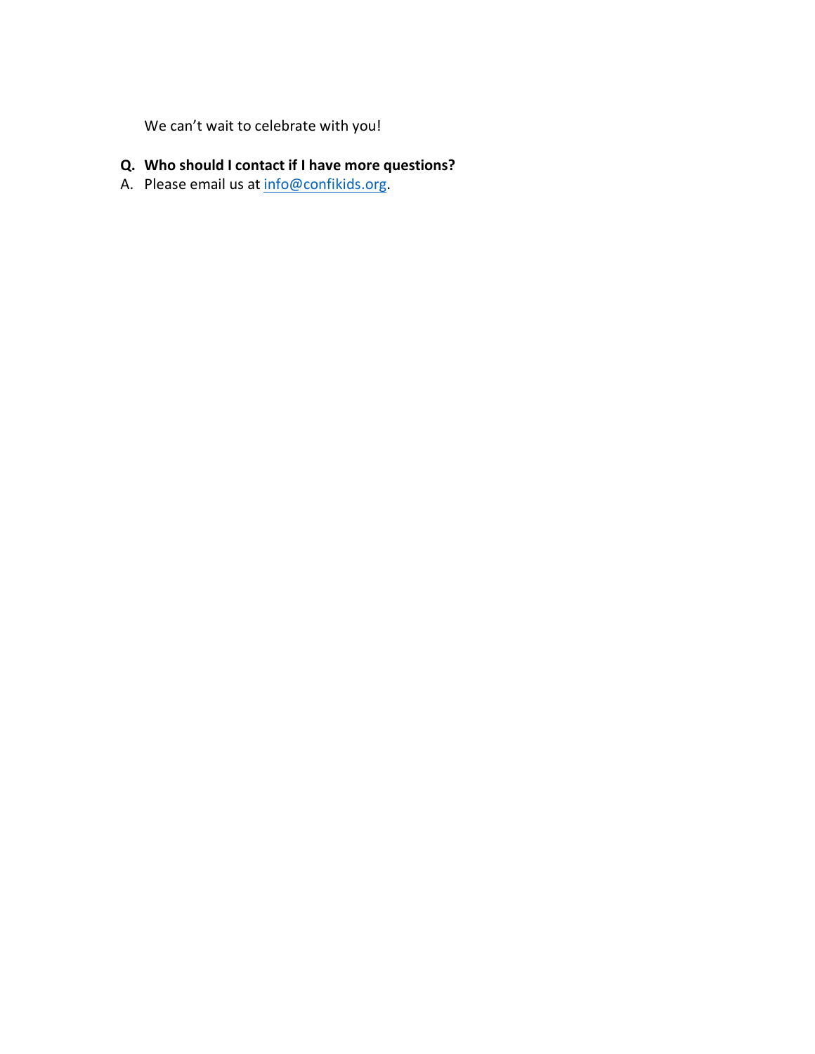We can't wait to celebrate with you!

**Q. Who should I contact if I have more questions?**

A. Please email us at info@confikids.org.